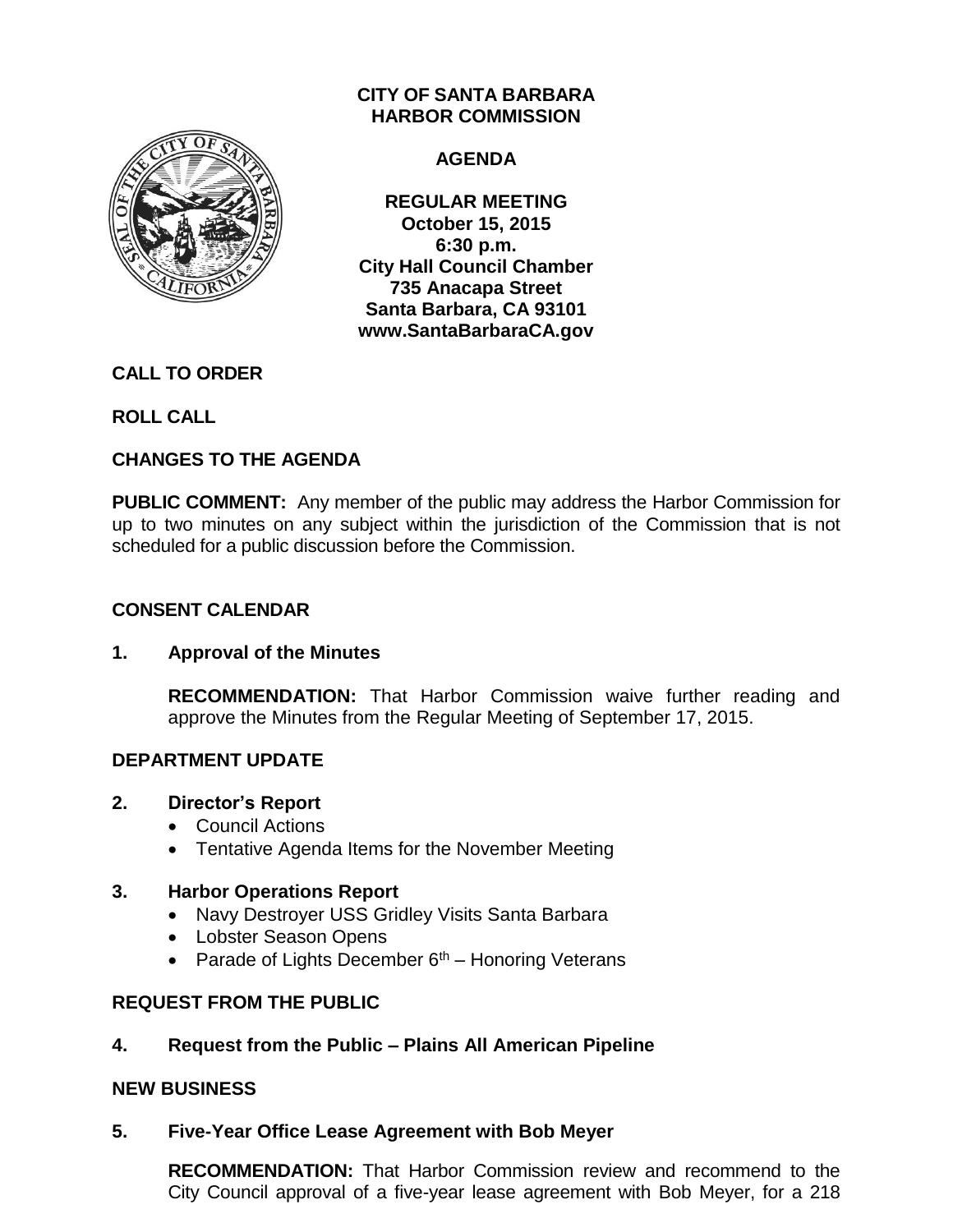# CITY OF SANTA BARBARA HARBOR COMMISSION

## AGENDA

**REGULAR MEETING**
**October 15, 2015**
**6:30 p.m.**
**City Hall Council Chamber**
**735 Anacapa Street**
**Santa Barbara, CA 93101**
**www.SantaBarbaraCA.gov**

**CALL TO ORDER**

**ROLL CALL**

**CHANGES TO THE AGENDA**

**PUBLIC COMMENT:** Any member of the public may address the Harbor Commission for up to two minutes on any subject within the jurisdiction of the Commission that is not scheduled for a public discussion before the Commission.

**CONSENT CALENDAR**

**1. Approval of the Minutes**

**RECOMMENDATION:** That Harbor Commission waive further reading and approve the Minutes from the Regular Meeting of September 17, 2015.

**DEPARTMENT UPDATE**

**2. Director's Report**

- Council Actions
- Tentative Agenda Items for the November Meeting

**3. Harbor Operations Report**

- Navy Destroyer USS Gridley Visits Santa Barbara
- Lobster Season Opens
- Parade of Lights December 6th – Honoring Veterans

**REQUEST FROM THE PUBLIC**

**4. Request from the Public – Plains All American Pipeline**

**NEW BUSINESS**

**5. Five-Year Office Lease Agreement with Bob Meyer**

**RECOMMENDATION:** That Harbor Commission review and recommend to the City Council approval of a five-year lease agreement with Bob Meyer, for a 218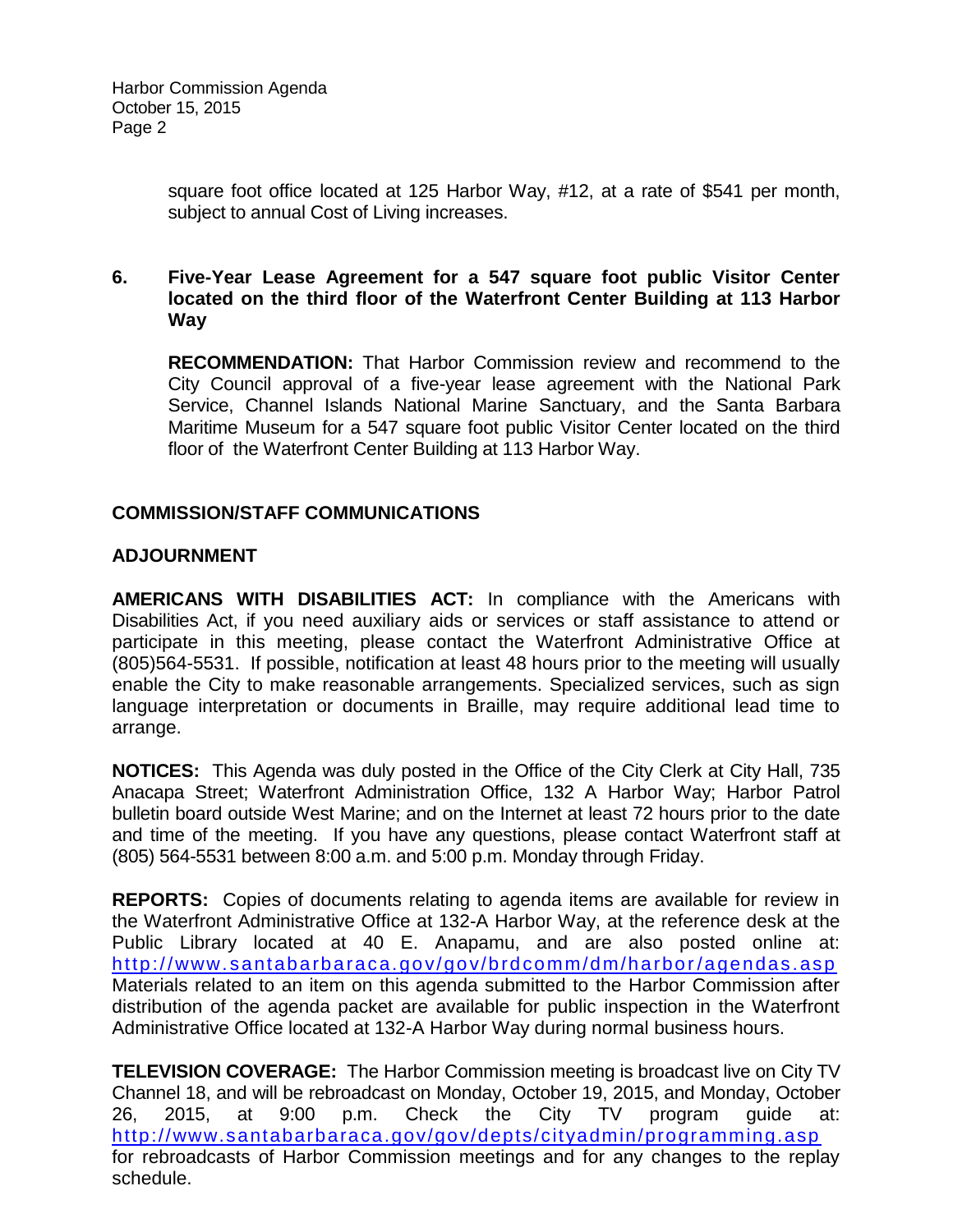square foot office located at 125 Harbor Way, #12, at a rate of $541 per month, subject to annual Cost of Living increases.

**6. Five-Year Lease Agreement for a 547 square foot public Visitor Center located on the third floor of the Waterfront Center Building at 113 Harbor Way**

**RECOMMENDATION:** That Harbor Commission review and recommend to the City Council approval of a five-year lease agreement with the National Park Service, Channel Islands National Marine Sanctuary, and the Santa Barbara Maritime Museum for a 547 square foot public Visitor Center located on the third floor of the Waterfront Center Building at 113 Harbor Way.

## COMMISSION/STAFF COMMUNICATIONS

## ADJOURNMENT

**AMERICANS WITH DISABILITIES ACT:** In compliance with the Americans with Disabilities Act, if you need auxiliary aids or services or staff assistance to attend or participate in this meeting, please contact the Waterfront Administrative Office at (805)564-5531. If possible, notification at least 48 hours prior to the meeting will usually enable the City to make reasonable arrangements. Specialized services, such as sign language interpretation or documents in Braille, may require additional lead time to arrange.

**NOTICES:** This Agenda was duly posted in the Office of the City Clerk at City Hall, 735 Anacapa Street; Waterfront Administration Office, 132 A Harbor Way; Harbor Patrol bulletin board outside West Marine; and on the Internet at least 72 hours prior to the date and time of the meeting. If you have any questions, please contact Waterfront staff at (805) 564-5531 between 8:00 a.m. and 5:00 p.m. Monday through Friday.

**REPORTS:** Copies of documents relating to agenda items are available for review in the Waterfront Administrative Office at 132-A Harbor Way, at the reference desk at the Public Library located at 40 E. Anapamu, and are also posted online at: http://www.santabarbaraca.gov/gov/brdcomm/dm/harbor/agendas.asp Materials related to an item on this agenda submitted to the Harbor Commission after distribution of the agenda packet are available for public inspection in the Waterfront Administrative Office located at 132-A Harbor Way during normal business hours.

**TELEVISION COVERAGE:** The Harbor Commission meeting is broadcast live on City TV Channel 18, and will be rebroadcast on Monday, October 19, 2015, and Monday, October 26, 2015, at 9:00 p.m. Check the City TV program guide at: http://www.santabarbaraca.gov/gov/depts/cityadmin/programming.asp for rebroadcasts of Harbor Commission meetings and for any changes to the replay schedule.